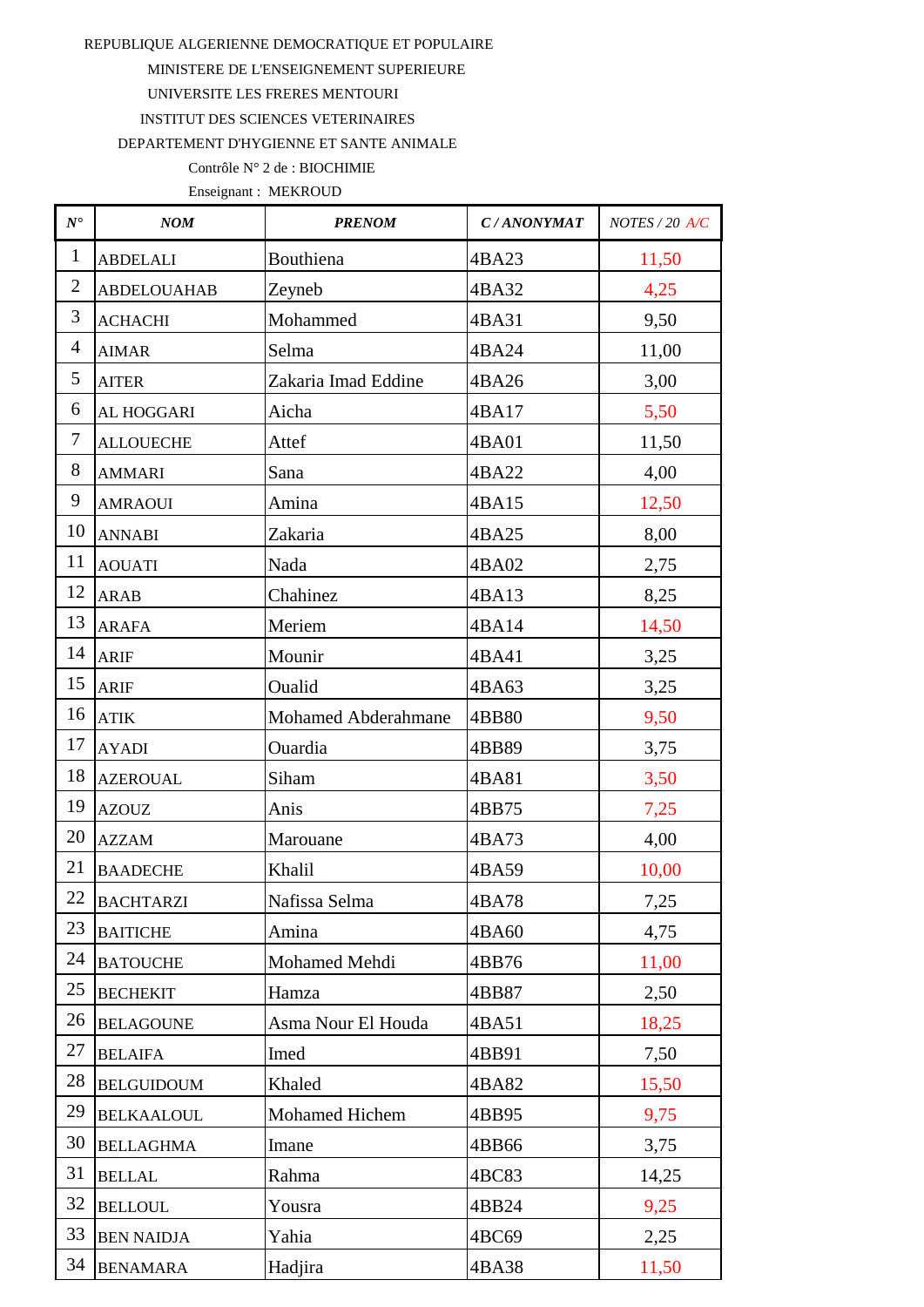REPUBLIQUE ALGERIENNE DEMOCRATIQUE ET POPULAIRE

MINISTERE DE L'ENSEIGNEMENT SUPERIEURE

UNIVERSITE LES FRERES MENTOURI

INSTITUT DES SCIENCES VETERINAIRES

DEPARTEMENT D'HYGIENNE ET SANTE ANIMALE

Contrôle N° 2 de : BIOCHIMIE

Enseignant : MEKROUD

| *N°* | *NOM* | *PRENOM* | *C / ANONYMAT* | *NOTES / 20 A/C* |
|---|---|---|---|---|
| 1 | ABDELALI | Bouthiena | 4BA23 | 11,50 |
| 2 | ABDELOUAHAB | Zeyneb | 4BA32 | 4,25 |
| 3 | ACHACHI | Mohammed | 4BA31 | 9,50 |
| 4 | AIMAR | Selma | 4BA24 | 11,00 |
| 5 | AITER | Zakaria Imad Eddine | 4BA26 | 3,00 |
| 6 | AL HOGGARI | Aicha | 4BA17 | 5,50 |
| 7 | ALLOUECHE | Attef | 4BA01 | 11,50 |
| 8 | AMMARI | Sana | 4BA22 | 4,00 |
| 9 | AMRAOUI | Amina | 4BA15 | 12,50 |
| 10 | ANNABI | Zakaria | 4BA25 | 8,00 |
| 11 | AOUATI | Nada | 4BA02 | 2,75 |
| 12 | ARAB | Chahinez | 4BA13 | 8,25 |
| 13 | ARAFA | Meriem | 4BA14 | 14,50 |
| 14 | ARIF | Mounir | 4BA41 | 3,25 |
| 15 | ARIF | Oualid | 4BA63 | 3,25 |
| 16 | ATIK | Mohamed Abderahmane | 4BB80 | 9,50 |
| 17 | AYADI | Ouardia | 4BB89 | 3,75 |
| 18 | AZEROUAL | Siham | 4BA81 | 3,50 |
| 19 | AZOUZ | Anis | 4BB75 | 7,25 |
| 20 | AZZAM | Marouane | 4BA73 | 4,00 |
| 21 | BAADECHE | Khalil | 4BA59 | 10,00 |
| 22 | BACHTARZI | Nafissa Selma | 4BA78 | 7,25 |
| 23 | BAITICHE | Amina | 4BA60 | 4,75 |
| 24 | BATOUCHE | Mohamed Mehdi | 4BB76 | 11,00 |
| 25 | BECHEKIT | Hamza | 4BB87 | 2,50 |
| 26 | BELAGOUNE | Asma Nour El Houda | 4BA51 | 18,25 |
| 27 | BELAIFA | Imed | 4BB91 | 7,50 |
| 28 | BELGUIDOUM | Khaled | 4BA82 | 15,50 |
| 29 | BELKAALOUL | Mohamed Hichem | 4BB95 | 9,75 |
| 30 | BELLAGHMA | Imane | 4BB66 | 3,75 |
| 31 | BELLAL | Rahma | 4BC83 | 14,25 |
| 32 | BELLOUL | Yousra | 4BB24 | 9,25 |
| 33 | BEN NAIDJA | Yahia | 4BC69 | 2,25 |
| 34 | BENAMARA | Hadjira | 4BA38 | 11,50 |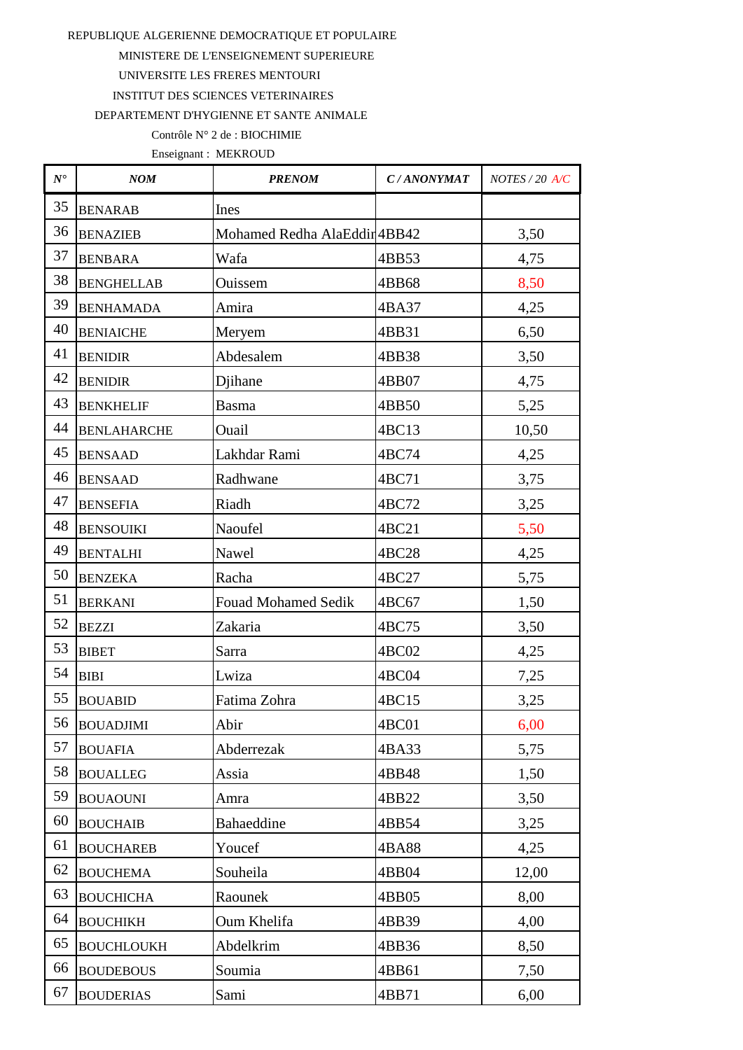REPUBLIQUE ALGERIENNE DEMOCRATIQUE ET POPULAIRE

MINISTERE DE L'ENSEIGNEMENT SUPERIEURE

UNIVERSITE LES FRERES MENTOURI

INSTITUT DES SCIENCES VETERINAIRES

DEPARTEMENT D'HYGIENNE ET SANTE ANIMALE

Contrôle N° 2 de : BIOCHIMIE

Enseignant : MEKROUD

| N° | NOM | PRENOM | C / ANONYMAT | NOTES / 20 A/C |
|---|---|---|---|---|
| 35 | BENARAB | Ines | | |
| 36 | BENAZIEB | Mohamed Redha AlaEddin | 4BB42 | 3,50 |
| 37 | BENBARA | Wafa | 4BB53 | 4,75 |
| 38 | BENGHELLAB | Ouissem | 4BB68 | 8,50 |
| 39 | BENHAMADA | Amira | 4BA37 | 4,25 |
| 40 | BENIAICHE | Meryem | 4BB31 | 6,50 |
| 41 | BENIDIR | Abdesalem | 4BB38 | 3,50 |
| 42 | BENIDIR | Djihane | 4BB07 | 4,75 |
| 43 | BENKHELIF | Basma | 4BB50 | 5,25 |
| 44 | BENLAHARCHE | Ouail | 4BC13 | 10,50 |
| 45 | BENSAAD | Lakhdar Rami | 4BC74 | 4,25 |
| 46 | BENSAAD | Radhwane | 4BC71 | 3,75 |
| 47 | BENSEFIA | Riadh | 4BC72 | 3,25 |
| 48 | BENSOUIKI | Naoufel | 4BC21 | 5,50 |
| 49 | BENTALHI | Nawel | 4BC28 | 4,25 |
| 50 | BENZEKA | Racha | 4BC27 | 5,75 |
| 51 | BERKANI | Fouad Mohamed Sedik | 4BC67 | 1,50 |
| 52 | BEZZI | Zakaria | 4BC75 | 3,50 |
| 53 | BIBET | Sarra | 4BC02 | 4,25 |
| 54 | BIBI | Lwiza | 4BC04 | 7,25 |
| 55 | BOUABID | Fatima Zohra | 4BC15 | 3,25 |
| 56 | BOUADJIMI | Abir | 4BC01 | 6,00 |
| 57 | BOUAFIA | Abderrezak | 4BA33 | 5,75 |
| 58 | BOUALLEG | Assia | 4BB48 | 1,50 |
| 59 | BOUAOUNI | Amra | 4BB22 | 3,50 |
| 60 | BOUCHAIB | Bahaeddine | 4BB54 | 3,25 |
| 61 | BOUCHAREB | Youcef | 4BA88 | 4,25 |
| 62 | BOUCHEMA | Souheila | 4BB04 | 12,00 |
| 63 | BOUCHICHA | Raounek | 4BB05 | 8,00 |
| 64 | BOUCHIKH | Oum Khelifa | 4BB39 | 4,00 |
| 65 | BOUCHLOUKH | Abdelkrim | 4BB36 | 8,50 |
| 66 | BOUDEBOUS | Soumia | 4BB61 | 7,50 |
| 67 | BOUDERIAS | Sami | 4BB71 | 6,00 |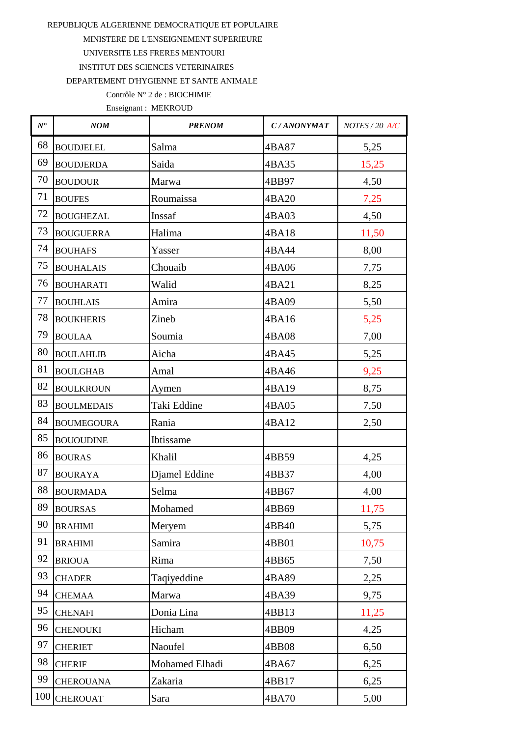REPUBLIQUE ALGERIENNE DEMOCRATIQUE ET POPULAIRE

MINISTERE DE L'ENSEIGNEMENT SUPERIEURE

UNIVERSITE LES FRERES MENTOURI

INSTITUT DES SCIENCES VETERINAIRES

DEPARTEMENT D'HYGIENNE ET SANTE ANIMALE

Contrôle N° 2 de : BIOCHIMIE

Enseignant : MEKROUD

| N° | NOM | PRENOM | C / ANONYMAT | NOTES / 20 A/C |
|---|---|---|---|---|
| 68 | BOUDJELEL | Salma | 4BA87 | 5,25 |
| 69 | BOUDJERDA | Saida | 4BA35 | 15,25 |
| 70 | BOUDOUR | Marwa | 4BB97 | 4,50 |
| 71 | BOUFES | Roumaissa | 4BA20 | 7,25 |
| 72 | BOUGHEZAL | Inssaf | 4BA03 | 4,50 |
| 73 | BOUGUERRA | Halima | 4BA18 | 11,50 |
| 74 | BOUHAFS | Yasser | 4BA44 | 8,00 |
| 75 | BOUHALAIS | Chouaib | 4BA06 | 7,75 |
| 76 | BOUHARATI | Walid | 4BA21 | 8,25 |
| 77 | BOUHLAIS | Amira | 4BA09 | 5,50 |
| 78 | BOUKHERIS | Zineb | 4BA16 | 5,25 |
| 79 | BOULAA | Soumia | 4BA08 | 7,00 |
| 80 | BOULAHLIB | Aicha | 4BA45 | 5,25 |
| 81 | BOULGHAB | Amal | 4BA46 | 9,25 |
| 82 | BOULKROUN | Aymen | 4BA19 | 8,75 |
| 83 | BOULMEDAIS | Taki Eddine | 4BA05 | 7,50 |
| 84 | BOUMEGOURA | Rania | 4BA12 | 2,50 |
| 85 | BOUOUDINE | Ibtissame | | |
| 86 | BOURAS | Khalil | 4BB59 | 4,25 |
| 87 | BOURAYA | Djamel Eddine | 4BB37 | 4,00 |
| 88 | BOURMADA | Selma | 4BB67 | 4,00 |
| 89 | BOURSAS | Mohamed | 4BB69 | 11,75 |
| 90 | BRAHIMI | Meryem | 4BB40 | 5,75 |
| 91 | BRAHIMI | Samira | 4BB01 | 10,75 |
| 92 | BRIOUA | Rima | 4BB65 | 7,50 |
| 93 | CHADER | Taqiyeddine | 4BA89 | 2,25 |
| 94 | CHEMAA | Marwa | 4BA39 | 9,75 |
| 95 | CHENAFI | Donia Lina | 4BB13 | 11,25 |
| 96 | CHENOUKI | Hicham | 4BB09 | 4,25 |
| 97 | CHERIET | Naoufel | 4BB08 | 6,50 |
| 98 | CHERIF | Mohamed Elhadi | 4BA67 | 6,25 |
| 99 | CHEROUANA | Zakaria | 4BB17 | 6,25 |
| 100 | CHEROUAT | Sara | 4BA70 | 5,00 |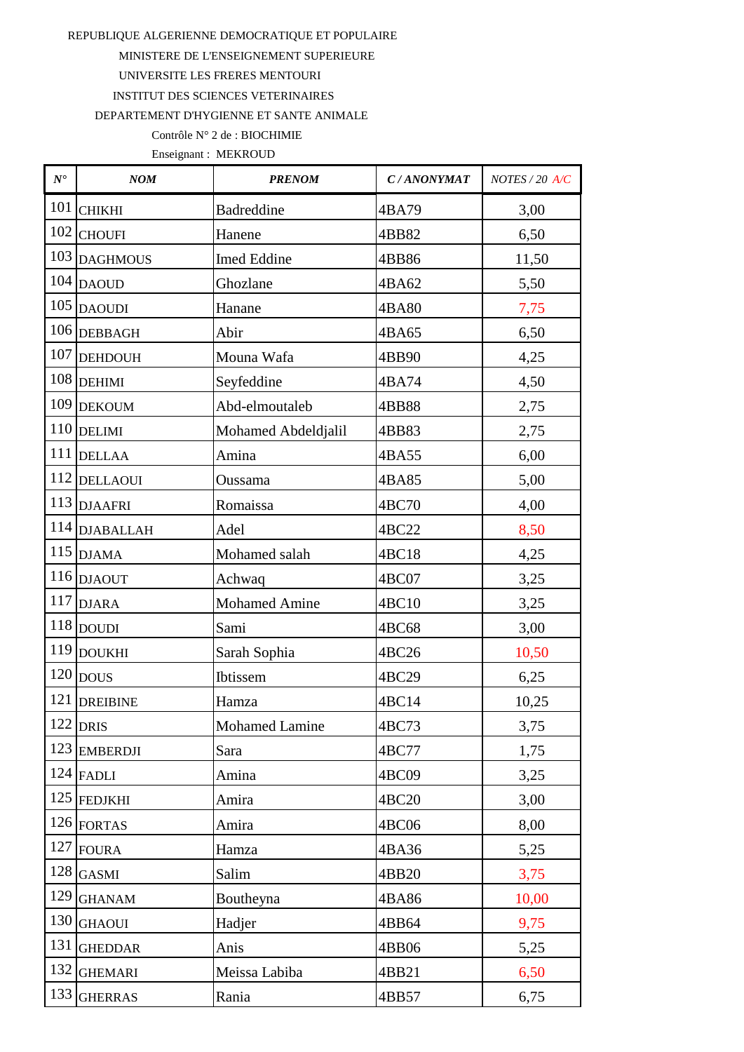REPUBLIQUE ALGERIENNE DEMOCRATIQUE ET POPULAIRE

MINISTERE DE L'ENSEIGNEMENT SUPERIEURE

UNIVERSITE LES FRERES MENTOURI

INSTITUT DES SCIENCES VETERINAIRES

DEPARTEMENT D'HYGIENNE ET SANTE ANIMALE

Contrôle N° 2 de : BIOCHIMIE

Enseignant : MEKROUD

| *N°* | *NOM* | *PRENOM* | *C / ANONYMAT* | *NOTES / 20 A/C* |
|---|---|---|---|---|
| 101 | CHIKHI | Badreddine | 4BA79 | 3,00 |
| 102 | CHOUFI | Hanene | 4BB82 | 6,50 |
| 103 | DAGHMOUS | Imed Eddine | 4BB86 | 11,50 |
| 104 | DAOUD | Ghozlane | 4BA62 | 5,50 |
| 105 | DAOUDI | Hanane | 4BA80 | 7,75 |
| 106 | DEBBAGH | Abir | 4BA65 | 6,50 |
| 107 | DEHDOUH | Mouna Wafa | 4BB90 | 4,25 |
| 108 | DEHIMI | Seyfeddine | 4BA74 | 4,50 |
| 109 | DEKOUM | Abd-elmoutaleb | 4BB88 | 2,75 |
| 110 | DELIMI | Mohamed Abdeldjalil | 4BB83 | 2,75 |
| 111 | DELLAA | Amina | 4BA55 | 6,00 |
| 112 | DELLAOUI | Oussama | 4BA85 | 5,00 |
| 113 | DJAAFRI | Romaissa | 4BC70 | 4,00 |
| 114 | DJABALLAH | Adel | 4BC22 | 8,50 |
| 115 | DJAMA | Mohamed salah | 4BC18 | 4,25 |
| 116 | DJAOUT | Achwaq | 4BC07 | 3,25 |
| 117 | DJARA | Mohamed Amine | 4BC10 | 3,25 |
| 118 | DOUDI | Sami | 4BC68 | 3,00 |
| 119 | DOUKHI | Sarah Sophia | 4BC26 | 10,50 |
| 120 | DOUS | Ibtissem | 4BC29 | 6,25 |
| 121 | DREIBINE | Hamza | 4BC14 | 10,25 |
| 122 | DRIS | Mohamed Lamine | 4BC73 | 3,75 |
| 123 | EMBERDJI | Sara | 4BC77 | 1,75 |
| 124 | FADLI | Amina | 4BC09 | 3,25 |
| 125 | FEDJKHI | Amira | 4BC20 | 3,00 |
| 126 | FORTAS | Amira | 4BC06 | 8,00 |
| 127 | FOURA | Hamza | 4BA36 | 5,25 |
| 128 | GASMI | Salim | 4BB20 | 3,75 |
| 129 | GHANAM | Boutheyna | 4BA86 | 10,00 |
| 130 | GHAOUI | Hadjer | 4BB64 | 9,75 |
| 131 | GHEDDAR | Anis | 4BB06 | 5,25 |
| 132 | GHEMARI | Meissa Labiba | 4BB21 | 6,50 |
| 133 | GHERRAS | Rania | 4BB57 | 6,75 |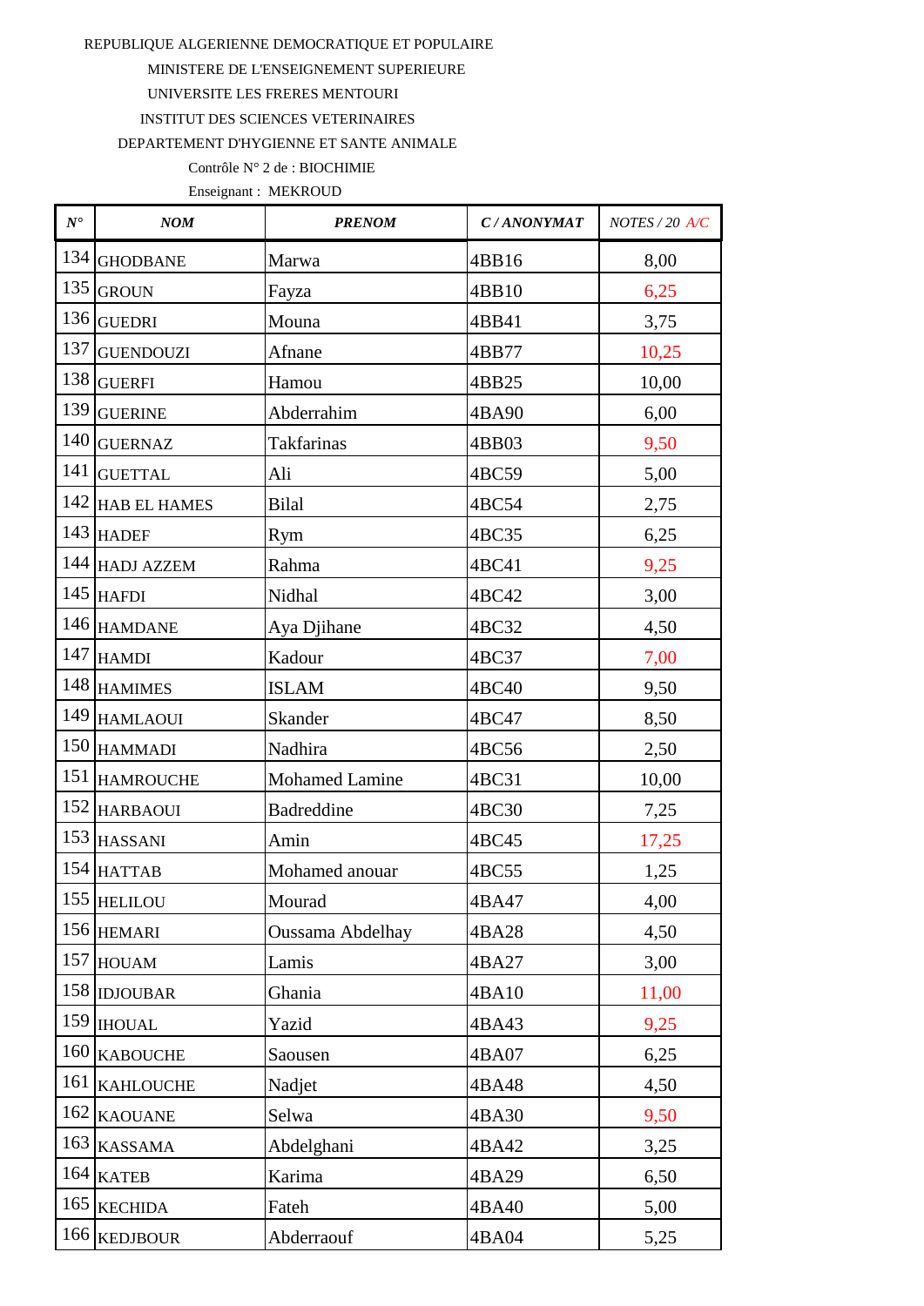REPUBLIQUE ALGERIENNE DEMOCRATIQUE ET POPULAIRE

MINISTERE DE L'ENSEIGNEMENT SUPERIEURE

UNIVERSITE LES FRERES MENTOURI

INSTITUT DES SCIENCES VETERINAIRES

DEPARTEMENT D'HYGIENNE ET SANTE ANIMALE

Contrôle N° 2 de : BIOCHIMIE

Enseignant : MEKROUD

| *N°* | *NOM* | *PRENOM* | *C / ANONYMAT* | *NOTES / 20 A/C* |
|---|---|---|---|---|
| 134 | GHODBANE | Marwa | 4BB16 | 8,00 |
| 135 | GROUN | Fayza | 4BB10 | 6,25 |
| 136 | GUEDRI | Mouna | 4BB41 | 3,75 |
| 137 | GUENDOUZI | Afnane | 4BB77 | 10,25 |
| 138 | GUERFI | Hamou | 4BB25 | 10,00 |
| 139 | GUERINE | Abderrahim | 4BA90 | 6,00 |
| 140 | GUERNAZ | Takfarinas | 4BB03 | 9,50 |
| 141 | GUETTAL | Ali | 4BC59 | 5,00 |
| 142 | HAB EL HAMES | Bilal | 4BC54 | 2,75 |
| 143 | HADEF | Rym | 4BC35 | 6,25 |
| 144 | HADJ AZZEM | Rahma | 4BC41 | 9,25 |
| 145 | HAFDI | Nidhal | 4BC42 | 3,00 |
| 146 | HAMDANE | Aya Djihane | 4BC32 | 4,50 |
| 147 | HAMDI | Kadour | 4BC37 | 7,00 |
| 148 | HAMIMES | ISLAM | 4BC40 | 9,50 |
| 149 | HAMLAOUI | Skander | 4BC47 | 8,50 |
| 150 | HAMMADI | Nadhira | 4BC56 | 2,50 |
| 151 | HAMROUCHE | Mohamed Lamine | 4BC31 | 10,00 |
| 152 | HARBAOUI | Badreddine | 4BC30 | 7,25 |
| 153 | HASSANI | Amin | 4BC45 | 17,25 |
| 154 | HATTAB | Mohamed anouar | 4BC55 | 1,25 |
| 155 | HELILOU | Mourad | 4BA47 | 4,00 |
| 156 | HEMARI | Oussama Abdelhay | 4BA28 | 4,50 |
| 157 | HOUAM | Lamis | 4BA27 | 3,00 |
| 158 | IDJOUBAR | Ghania | 4BA10 | 11,00 |
| 159 | IHOUAL | Yazid | 4BA43 | 9,25 |
| 160 | KABOUCHE | Saousen | 4BA07 | 6,25 |
| 161 | KAHLOUCHE | Nadjet | 4BA48 | 4,50 |
| 162 | KAOUANE | Selwa | 4BA30 | 9,50 |
| 163 | KASSAMA | Abdelghani | 4BA42 | 3,25 |
| 164 | KATEB | Karima | 4BA29 | 6,50 |
| 165 | KECHIDA | Fateh | 4BA40 | 5,00 |
| 166 | KEDJBOUR | Abderraouf | 4BA04 | 5,25 |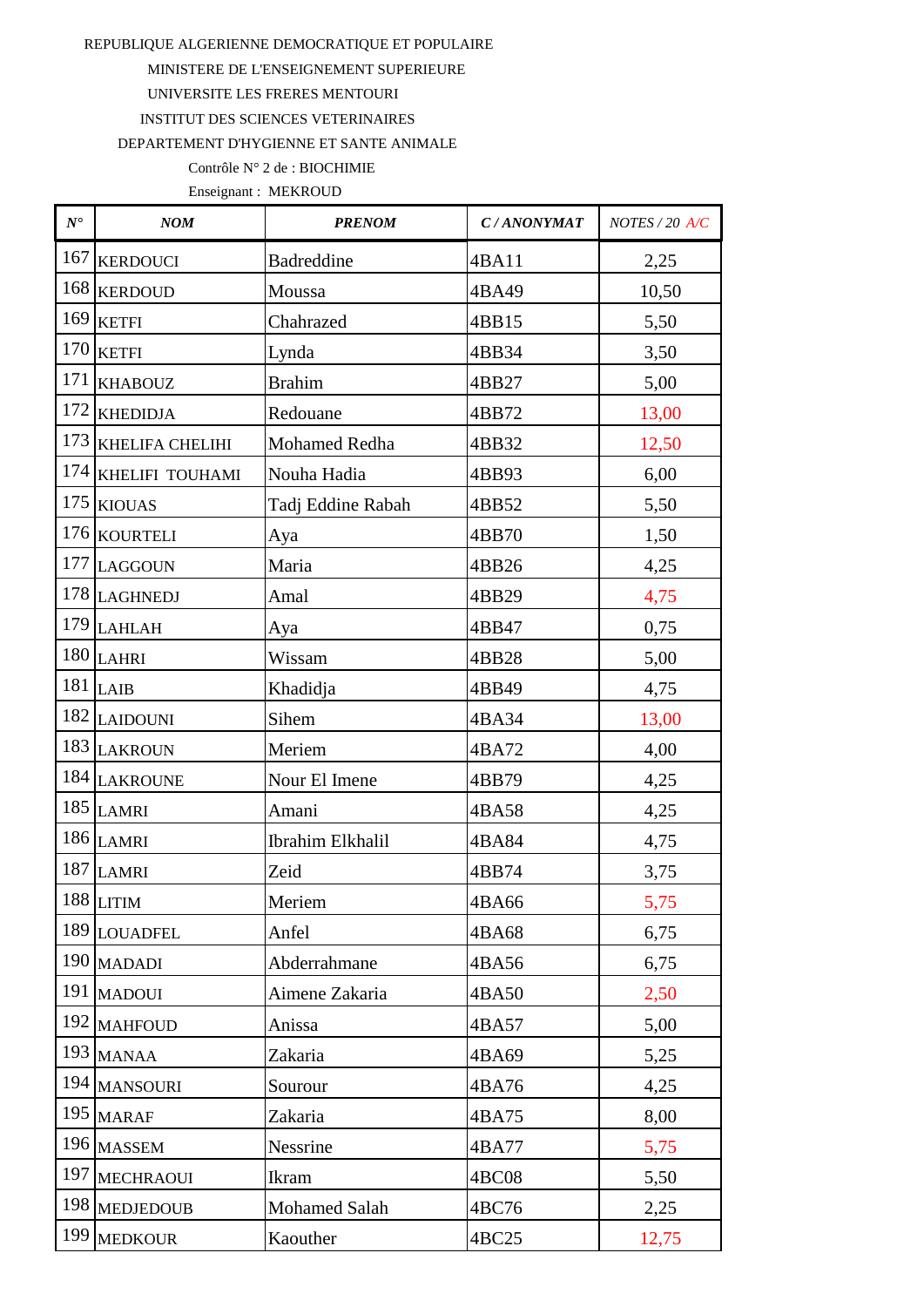REPUBLIQUE ALGERIENNE DEMOCRATIQUE ET POPULAIRE

MINISTERE DE L'ENSEIGNEMENT SUPERIEURE

UNIVERSITE LES FRERES MENTOURI

INSTITUT DES SCIENCES VETERINAIRES

DEPARTEMENT D'HYGIENNE ET SANTE ANIMALE

Contrôle N° 2 de : BIOCHIMIE

Enseignant : MEKROUD

| N° | NOM | PRENOM | C / ANONYMAT | NOTES / 20 A/C |
|---|---|---|---|---|
| 167 | KERDOUCI | Badreddine | 4BA11 | 2,25 |
| 168 | KERDOUD | Moussa | 4BA49 | 10,50 |
| 169 | KETFI | Chahrazed | 4BB15 | 5,50 |
| 170 | KETFI | Lynda | 4BB34 | 3,50 |
| 171 | KHABOUZ | Brahim | 4BB27 | 5,00 |
| 172 | KHEDIDJA | Redouane | 4BB72 | 13,00 |
| 173 | KHELIFA CHELIHI | Mohamed Redha | 4BB32 | 12,50 |
| 174 | KHELIFI TOUHAMI | Nouha Hadia | 4BB93 | 6,00 |
| 175 | KIOUAS | Tadj Eddine Rabah | 4BB52 | 5,50 |
| 176 | KOURTELI | Aya | 4BB70 | 1,50 |
| 177 | LAGGOUN | Maria | 4BB26 | 4,25 |
| 178 | LAGHNEDJ | Amal | 4BB29 | 4,75 |
| 179 | LAHLAH | Aya | 4BB47 | 0,75 |
| 180 | LAHRI | Wissam | 4BB28 | 5,00 |
| 181 | LAIB | Khadidja | 4BB49 | 4,75 |
| 182 | LAIDOUNI | Sihem | 4BA34 | 13,00 |
| 183 | LAKROUN | Meriem | 4BA72 | 4,00 |
| 184 | LAKROUNE | Nour El Imene | 4BB79 | 4,25 |
| 185 | LAMRI | Amani | 4BA58 | 4,25 |
| 186 | LAMRI | Ibrahim Elkhalil | 4BA84 | 4,75 |
| 187 | LAMRI | Zeid | 4BB74 | 3,75 |
| 188 | LITIM | Meriem | 4BA66 | 5,75 |
| 189 | LOUADFEL | Anfel | 4BA68 | 6,75 |
| 190 | MADADI | Abderrahmane | 4BA56 | 6,75 |
| 191 | MADOUI | Aimene Zakaria | 4BA50 | 2,50 |
| 192 | MAHFOUD | Anissa | 4BA57 | 5,00 |
| 193 | MANAA | Zakaria | 4BA69 | 5,25 |
| 194 | MANSOURI | Sourour | 4BA76 | 4,25 |
| 195 | MARAF | Zakaria | 4BA75 | 8,00 |
| 196 | MASSEM | Nessrine | 4BA77 | 5,75 |
| 197 | MECHRAOUI | Ikram | 4BC08 | 5,50 |
| 198 | MEDJEDOUB | Mohamed Salah | 4BC76 | 2,25 |
| 199 | MEDKOUR | Kaouther | 4BC25 | 12,75 |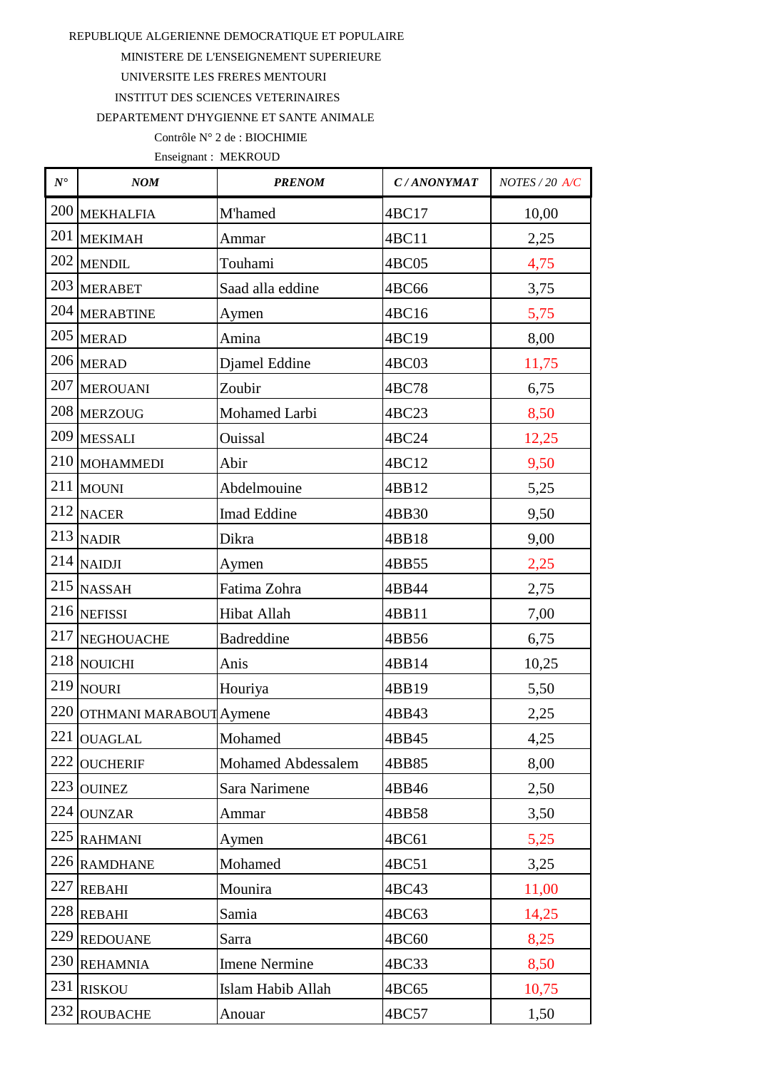REPUBLIQUE ALGERIENNE DEMOCRATIQUE ET POPULAIRE

MINISTERE DE L'ENSEIGNEMENT SUPERIEURE

UNIVERSITE LES FRERES MENTOURI

INSTITUT DES SCIENCES VETERINAIRES

DEPARTEMENT D'HYGIENNE ET SANTE ANIMALE

Contrôle N° 2 de : BIOCHIMIE

Enseignant : MEKROUD

| N° | NOM | PRENOM | C / ANONYMAT | NOTES / 20 A/C |
|---|---|---|---|---|
| 200 | MEKHALFIA | M'hamed | 4BC17 | 10,00 |
| 201 | MEKIMAH | Ammar | 4BC11 | 2,25 |
| 202 | MENDIL | Touhami | 4BC05 | 4,75 |
| 203 | MERABET | Saad alla eddine | 4BC66 | 3,75 |
| 204 | MERABTINE | Aymen | 4BC16 | 5,75 |
| 205 | MERAD | Amina | 4BC19 | 8,00 |
| 206 | MERAD | Djamel Eddine | 4BC03 | 11,75 |
| 207 | MEROUANI | Zoubir | 4BC78 | 6,75 |
| 208 | MERZOUG | Mohamed Larbi | 4BC23 | 8,50 |
| 209 | MESSALI | Ouissal | 4BC24 | 12,25 |
| 210 | MOHAMMEDI | Abir | 4BC12 | 9,50 |
| 211 | MOUNI | Abdelmouine | 4BB12 | 5,25 |
| 212 | NACER | Imad Eddine | 4BB30 | 9,50 |
| 213 | NADIR | Dikra | 4BB18 | 9,00 |
| 214 | NAIDJI | Aymen | 4BB55 | 2,25 |
| 215 | NASSAH | Fatima Zohra | 4BB44 | 2,75 |
| 216 | NEFISSI | Hibat Allah | 4BB11 | 7,00 |
| 217 | NEGHOUACHE | Badreddine | 4BB56 | 6,75 |
| 218 | NOUICHI | Anis | 4BB14 | 10,25 |
| 219 | NOURI | Houriya | 4BB19 | 5,50 |
| 220 | OTHMANI MARABOUT | Aymene | 4BB43 | 2,25 |
| 221 | OUAGLAL | Mohamed | 4BB45 | 4,25 |
| 222 | OUCHERIF | Mohamed Abdessalem | 4BB85 | 8,00 |
| 223 | OUINEZ | Sara Narimene | 4BB46 | 2,50 |
| 224 | OUNZAR | Ammar | 4BB58 | 3,50 |
| 225 | RAHMANI | Aymen | 4BC61 | 5,25 |
| 226 | RAMDHANE | Mohamed | 4BC51 | 3,25 |
| 227 | REBAHI | Mounira | 4BC43 | 11,00 |
| 228 | REBAHI | Samia | 4BC63 | 14,25 |
| 229 | REDOUANE | Sarra | 4BC60 | 8,25 |
| 230 | REHAMNIA | Imene Nermine | 4BC33 | 8,50 |
| 231 | RISKOU | Islam Habib Allah | 4BC65 | 10,75 |
| 232 | ROUBACHE | Anouar | 4BC57 | 1,50 |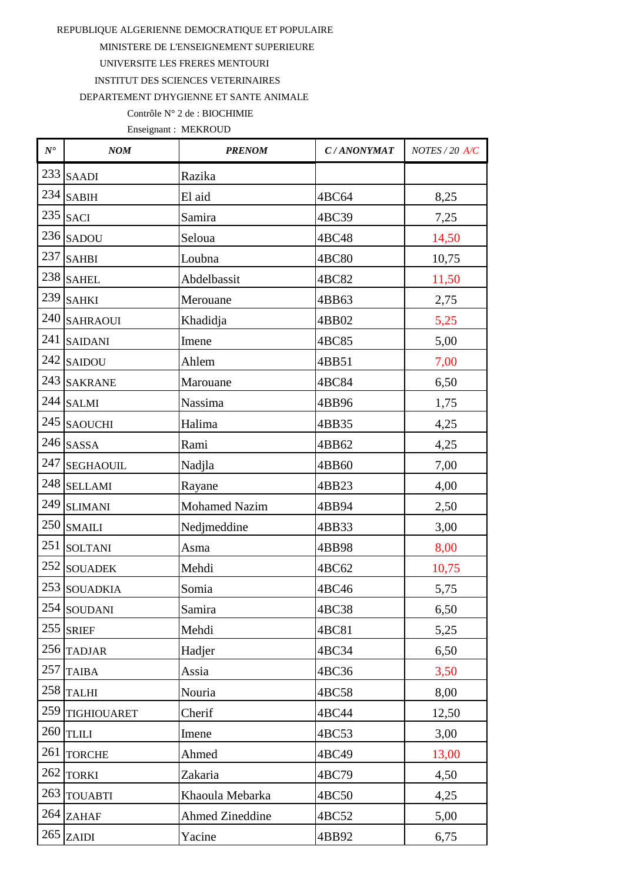REPUBLIQUE ALGERIENNE DEMOCRATIQUE ET POPULAIRE

MINISTERE DE L'ENSEIGNEMENT SUPERIEURE

UNIVERSITE LES FRERES MENTOURI

INSTITUT DES SCIENCES VETERINAIRES

DEPARTEMENT D'HYGIENNE ET SANTE ANIMALE

Contrôle N° 2 de : BIOCHIMIE

Enseignant : MEKROUD

| *N°* | *NOM* | *PRENOM* | *C / ANONYMAT* | *NOTES / 20 A/C* |
|---|---|---|---|---|
| 233 | SAADI | Razika | | |
| 234 | SABIH | El aid | 4BC64 | 8,25 |
| 235 | SACI | Samira | 4BC39 | 7,25 |
| 236 | SADOU | Seloua | 4BC48 | 14,50 |
| 237 | SAHBI | Loubna | 4BC80 | 10,75 |
| 238 | SAHEL | Abdelbassit | 4BC82 | 11,50 |
| 239 | SAHKI | Merouane | 4BB63 | 2,75 |
| 240 | SAHRAOUI | Khadidja | 4BB02 | 5,25 |
| 241 | SAIDANI | Imene | 4BC85 | 5,00 |
| 242 | SAIDOU | Ahlem | 4BB51 | 7,00 |
| 243 | SAKRANE | Marouane | 4BC84 | 6,50 |
| 244 | SALMI | Nassima | 4BB96 | 1,75 |
| 245 | SAOUCHI | Halima | 4BB35 | 4,25 |
| 246 | SASSA | Rami | 4BB62 | 4,25 |
| 247 | SEGHAOUIL | Nadjla | 4BB60 | 7,00 |
| 248 | SELLAMI | Rayane | 4BB23 | 4,00 |
| 249 | SLIMANI | Mohamed Nazim | 4BB94 | 2,50 |
| 250 | SMAILI | Nedjmeddine | 4BB33 | 3,00 |
| 251 | SOLTANI | Asma | 4BB98 | 8,00 |
| 252 | SOUADEK | Mehdi | 4BC62 | 10,75 |
| 253 | SOUADKIA | Somia | 4BC46 | 5,75 |
| 254 | SOUDANI | Samira | 4BC38 | 6,50 |
| 255 | SRIEF | Mehdi | 4BC81 | 5,25 |
| 256 | TADJAR | Hadjer | 4BC34 | 6,50 |
| 257 | TAIBA | Assia | 4BC36 | 3,50 |
| 258 | TALHI | Nouria | 4BC58 | 8,00 |
| 259 | TIGHIOUARET | Cherif | 4BC44 | 12,50 |
| 260 | TLILI | Imene | 4BC53 | 3,00 |
| 261 | TORCHE | Ahmed | 4BC49 | 13,00 |
| 262 | TORKI | Zakaria | 4BC79 | 4,50 |
| 263 | TOUABTI | Khaoula Mebarka | 4BC50 | 4,25 |
| 264 | ZAHAF | Ahmed Zineddine | 4BC52 | 5,00 |
| 265 | ZAIDI | Yacine | 4BB92 | 6,75 |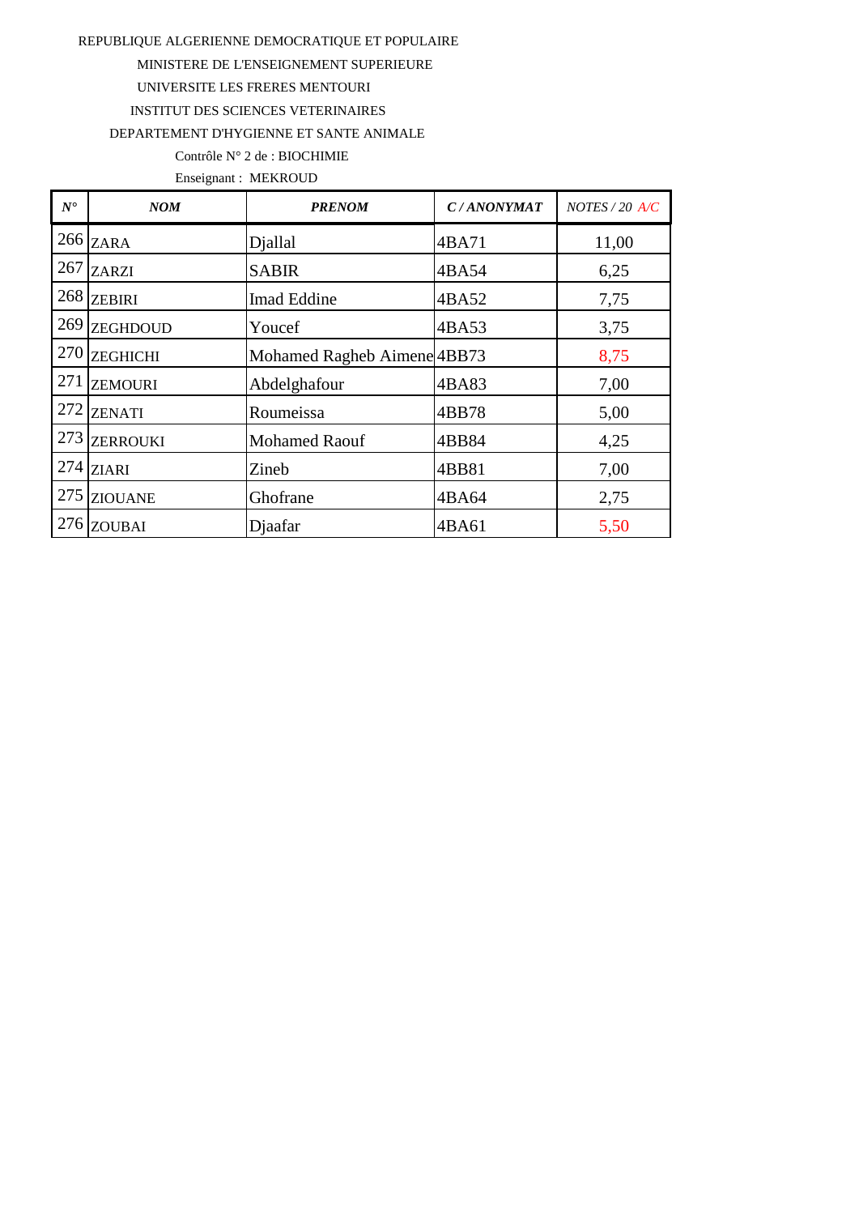REPUBLIQUE ALGERIENNE DEMOCRATIQUE ET POPULAIRE

MINISTERE DE L'ENSEIGNEMENT SUPERIEURE

UNIVERSITE LES FRERES MENTOURI

INSTITUT DES SCIENCES VETERINAIRES

DEPARTEMENT D'HYGIENNE ET SANTE ANIMALE

Contrôle N° 2 de : BIOCHIMIE

Enseignant : MEKROUD

| *N°* | *NOM* | *PRENOM* | *C / ANONYMAT* | *NOTES / 20 A/C* |
|---|---|---|---|---|
| 266 | ZARA | Djallal | 4BA71 | 11,00 |
| 267 | ZARZI | SABIR | 4BA54 | 6,25 |
| 268 | ZEBIRI | Imad Eddine | 4BA52 | 7,75 |
| 269 | ZEGHDOUD | Youcef | 4BA53 | 3,75 |
| 270 | ZEGHICHI | Mohamed Ragheb Aimene | 4BB73 | 8,75 |
| 271 | ZEMOURI | Abdelghafour | 4BA83 | 7,00 |
| 272 | ZENATI | Roumeissa | 4BB78 | 5,00 |
| 273 | ZERROUKI | Mohamed Raouf | 4BB84 | 4,25 |
| 274 | ZIARI | Zineb | 4BB81 | 7,00 |
| 275 | ZIOUANE | Ghofrane | 4BA64 | 2,75 |
| 276 | ZOUBAI | Djaafar | 4BA61 | 5,50 |